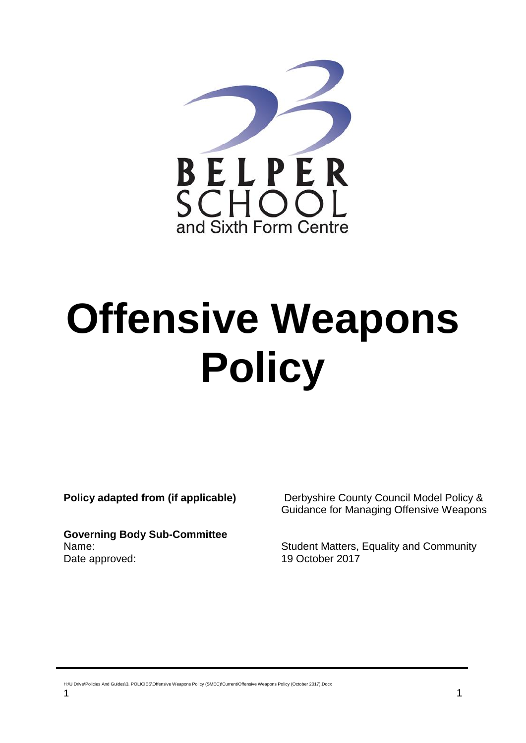BELPER SCHOOL
and Sixth Form Centre

# Offensive Weapons Policy

| | |
|---|---|
| **Policy adapted from (if applicable)** | Derbyshire County Council Model Policy & Guidance for Managing Offensive Weapons |
| **Governing Body Sub-Committee** | |
| Name: | Student Matters, Equality and Community |
| Date approved: | 19 October 2017 |

H:\U Drive\Policies And Guides\3. POLICIES\Offensive Weapons Policy (SMEC)\Current\Offensive Weapons Policy (October 2017).Docx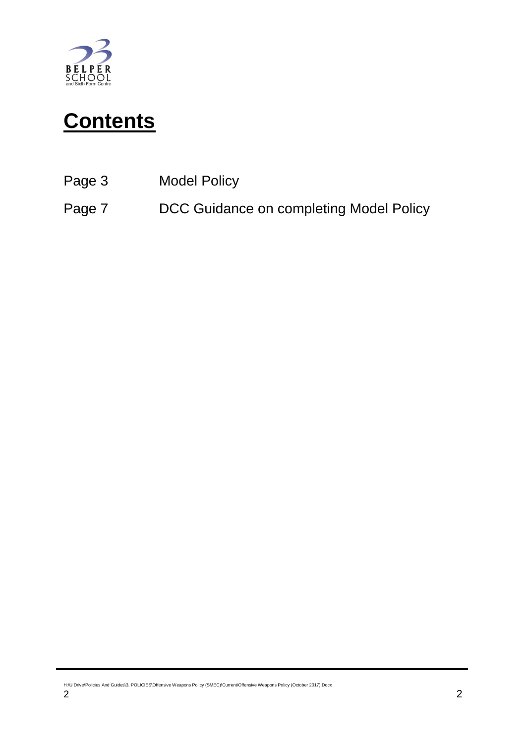# Contents

| | |
|---|---|
| Page 3 | Model Policy |
| Page 7 | DCC Guidance on completing Model Policy |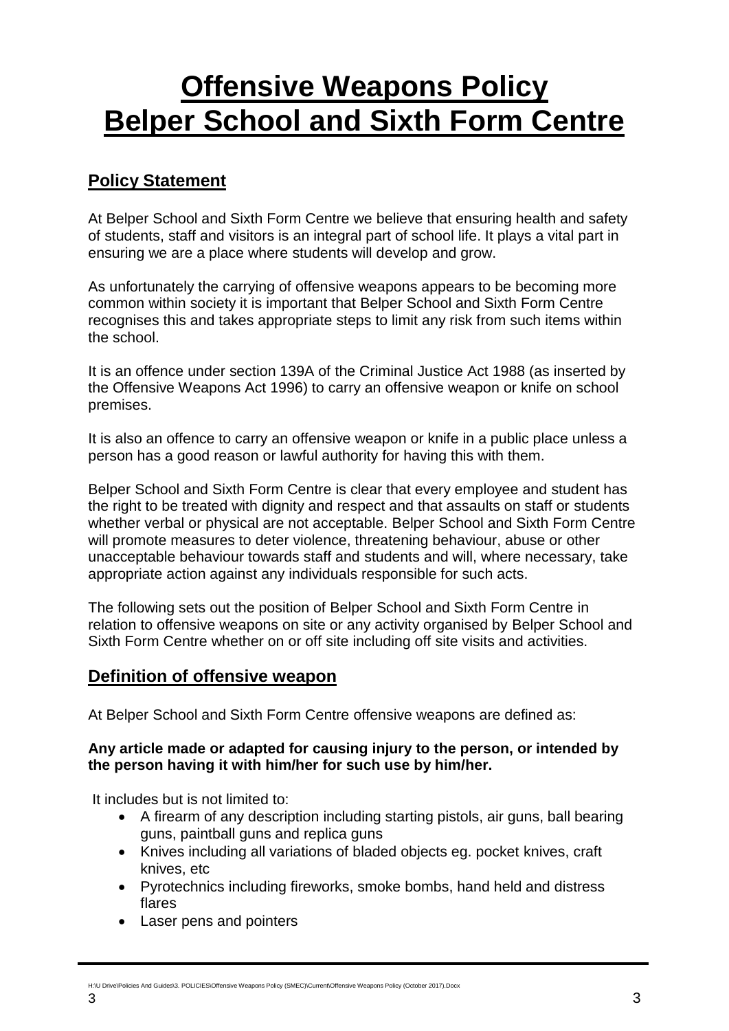# Offensive Weapons Policy
# Belper School and Sixth Form Centre

## Policy Statement

At Belper School and Sixth Form Centre we believe that ensuring health and safety of students, staff and visitors is an integral part of school life. It plays a vital part in ensuring we are a place where students will develop and grow.

As unfortunately the carrying of offensive weapons appears to be becoming more common within society it is important that Belper School and Sixth Form Centre recognises this and takes appropriate steps to limit any risk from such items within the school.

It is an offence under section 139A of the Criminal Justice Act 1988 (as inserted by the Offensive Weapons Act 1996) to carry an offensive weapon or knife on school premises.

It is also an offence to carry an offensive weapon or knife in a public place unless a person has a good reason or lawful authority for having this with them.

Belper School and Sixth Form Centre is clear that every employee and student has the right to be treated with dignity and respect and that assaults on staff or students whether verbal or physical are not acceptable. Belper School and Sixth Form Centre will promote measures to deter violence, threatening behaviour, abuse or other unacceptable behaviour towards staff and students and will, where necessary, take appropriate action against any individuals responsible for such acts.

The following sets out the position of Belper School and Sixth Form Centre in relation to offensive weapons on site or any activity organised by Belper School and Sixth Form Centre whether on or off site including off site visits and activities.

## Definition of offensive weapon

At Belper School and Sixth Form Centre offensive weapons are defined as:

**Any article made or adapted for causing injury to the person, or intended by the person having it with him/her for such use by him/her.**

It includes but is not limited to:

- A firearm of any description including starting pistols, air guns, ball bearing guns, paintball guns and replica guns
- Knives including all variations of bladed objects eg. pocket knives, craft knives, etc
- Pyrotechnics including fireworks, smoke bombs, hand held and distress flares
- Laser pens and pointers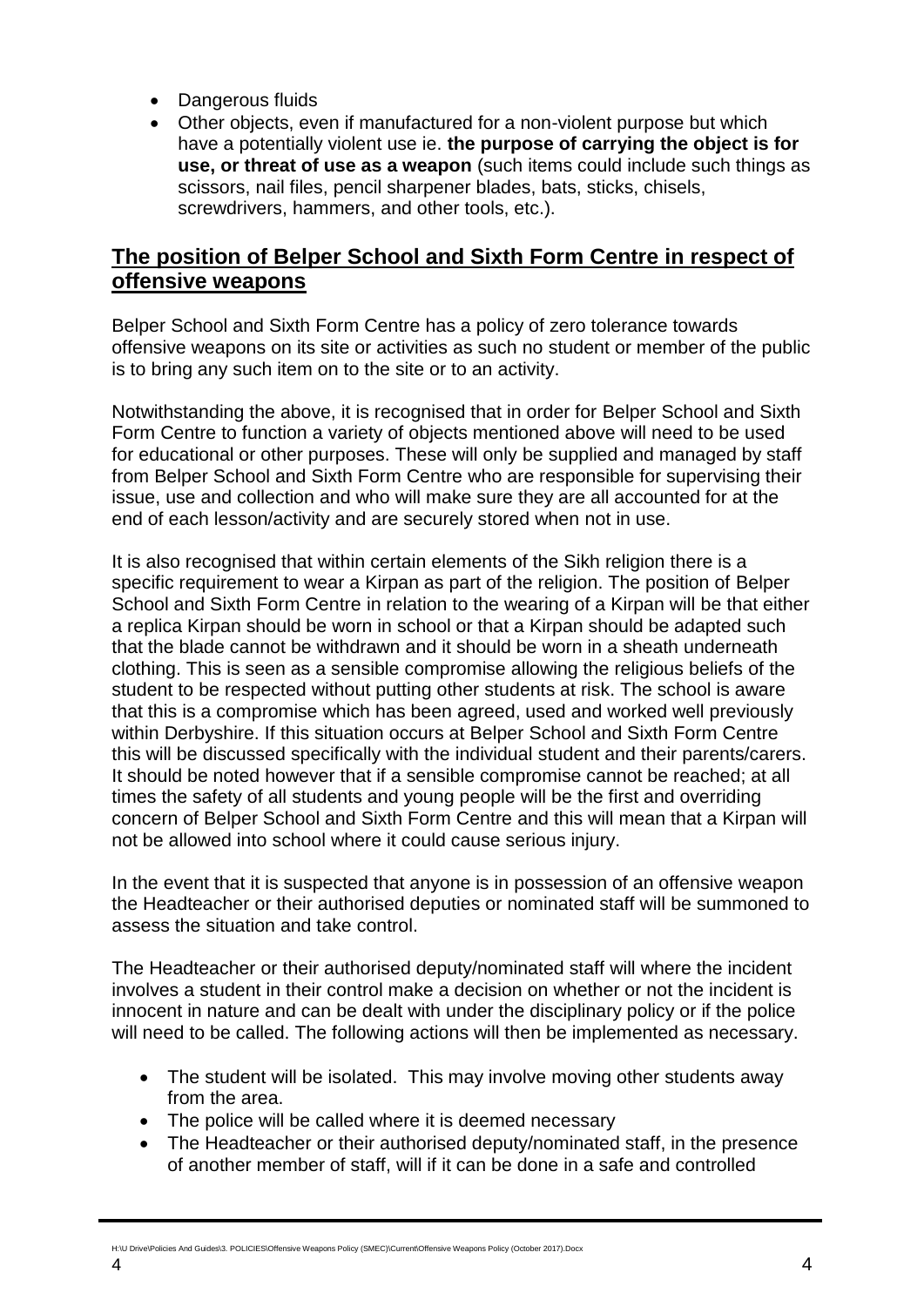- Dangerous fluids
- Other objects, even if manufactured for a non-violent purpose but which have a potentially violent use ie. **the purpose of carrying the object is for use, or threat of use as a weapon** (such items could include such things as scissors, nail files, pencil sharpener blades, bats, sticks, chisels, screwdrivers, hammers, and other tools, etc.).

## The position of Belper School and Sixth Form Centre in respect of offensive weapons

Belper School and Sixth Form Centre has a policy of zero tolerance towards offensive weapons on its site or activities as such no student or member of the public is to bring any such item on to the site or to an activity.

Notwithstanding the above, it is recognised that in order for Belper School and Sixth Form Centre to function a variety of objects mentioned above will need to be used for educational or other purposes. These will only be supplied and managed by staff from Belper School and Sixth Form Centre who are responsible for supervising their issue, use and collection and who will make sure they are all accounted for at the end of each lesson/activity and are securely stored when not in use.

It is also recognised that within certain elements of the Sikh religion there is a specific requirement to wear a Kirpan as part of the religion. The position of Belper School and Sixth Form Centre in relation to the wearing of a Kirpan will be that either a replica Kirpan should be worn in school or that a Kirpan should be adapted such that the blade cannot be withdrawn and it should be worn in a sheath underneath clothing. This is seen as a sensible compromise allowing the religious beliefs of the student to be respected without putting other students at risk. The school is aware that this is a compromise which has been agreed, used and worked well previously within Derbyshire. If this situation occurs at Belper School and Sixth Form Centre this will be discussed specifically with the individual student and their parents/carers. It should be noted however that if a sensible compromise cannot be reached; at all times the safety of all students and young people will be the first and overriding concern of Belper School and Sixth Form Centre and this will mean that a Kirpan will not be allowed into school where it could cause serious injury.

In the event that it is suspected that anyone is in possession of an offensive weapon the Headteacher or their authorised deputies or nominated staff will be summoned to assess the situation and take control.

The Headteacher or their authorised deputy/nominated staff will where the incident involves a student in their control make a decision on whether or not the incident is innocent in nature and can be dealt with under the disciplinary policy or if the police will need to be called. The following actions will then be implemented as necessary.

- The student will be isolated. This may involve moving other students away from the area.
- The police will be called where it is deemed necessary
- The Headteacher or their authorised deputy/nominated staff, in the presence of another member of staff, will if it can be done in a safe and controlled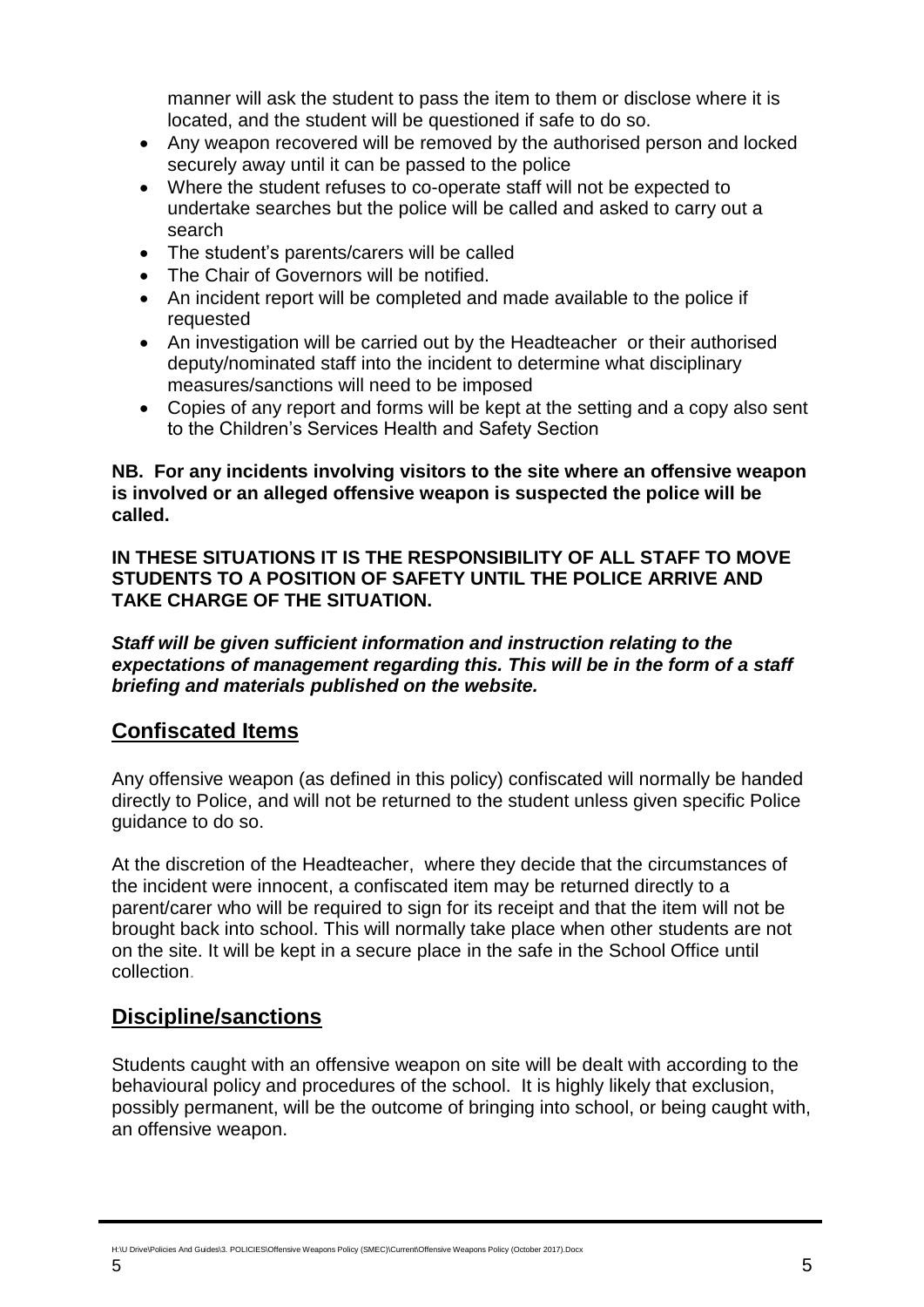manner will ask the student to pass the item to them or disclose where it is located, and the student will be questioned if safe to do so.

- Any weapon recovered will be removed by the authorised person and locked securely away until it can be passed to the police
- Where the student refuses to co-operate staff will not be expected to undertake searches but the police will be called and asked to carry out a search
- The student's parents/carers will be called
- The Chair of Governors will be notified.
- An incident report will be completed and made available to the police if requested
- An investigation will be carried out by the Headteacher or their authorised deputy/nominated staff into the incident to determine what disciplinary measures/sanctions will need to be imposed
- Copies of any report and forms will be kept at the setting and a copy also sent to the Children's Services Health and Safety Section

**NB. For any incidents involving visitors to the site where an offensive weapon is involved or an alleged offensive weapon is suspected the police will be called.**

**IN THESE SITUATIONS IT IS THE RESPONSIBILITY OF ALL STAFF TO MOVE STUDENTS TO A POSITION OF SAFETY UNTIL THE POLICE ARRIVE AND TAKE CHARGE OF THE SITUATION.**

***Staff will be given sufficient information and instruction relating to the expectations of management regarding this. This will be in the form of a staff briefing and materials published on the website.***

## Confiscated Items

Any offensive weapon (as defined in this policy) confiscated will normally be handed directly to Police, and will not be returned to the student unless given specific Police guidance to do so.

At the discretion of the Headteacher, where they decide that the circumstances of the incident were innocent, a confiscated item may be returned directly to a parent/carer who will be required to sign for its receipt and that the item will not be brought back into school. This will normally take place when other students are not on the site. It will be kept in a secure place in the safe in the School Office until collection.

## Discipline/sanctions

Students caught with an offensive weapon on site will be dealt with according to the behavioural policy and procedures of the school. It is highly likely that exclusion, possibly permanent, will be the outcome of bringing into school, or being caught with, an offensive weapon.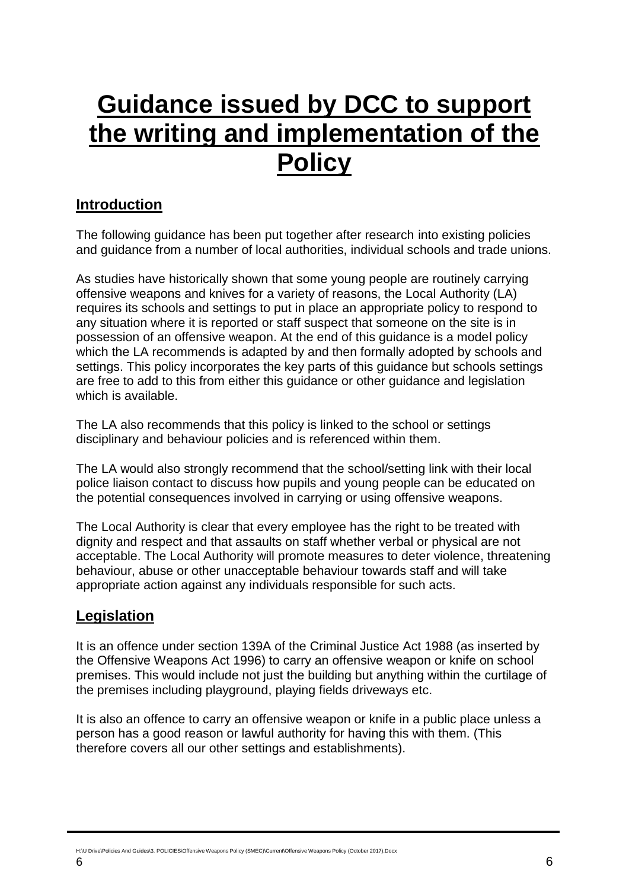# Guidance issued by DCC to support the writing and implementation of the Policy

## Introduction

The following guidance has been put together after research into existing policies and guidance from a number of local authorities, individual schools and trade unions.

As studies have historically shown that some young people are routinely carrying offensive weapons and knives for a variety of reasons, the Local Authority (LA) requires its schools and settings to put in place an appropriate policy to respond to any situation where it is reported or staff suspect that someone on the site is in possession of an offensive weapon. At the end of this guidance is a model policy which the LA recommends is adapted by and then formally adopted by schools and settings. This policy incorporates the key parts of this guidance but schools settings are free to add to this from either this guidance or other guidance and legislation which is available.

The LA also recommends that this policy is linked to the school or settings disciplinary and behaviour policies and is referenced within them.

The LA would also strongly recommend that the school/setting link with their local police liaison contact to discuss how pupils and young people can be educated on the potential consequences involved in carrying or using offensive weapons.

The Local Authority is clear that every employee has the right to be treated with dignity and respect and that assaults on staff whether verbal or physical are not acceptable. The Local Authority will promote measures to deter violence, threatening behaviour, abuse or other unacceptable behaviour towards staff and will take appropriate action against any individuals responsible for such acts.

## Legislation

It is an offence under section 139A of the Criminal Justice Act 1988 (as inserted by the Offensive Weapons Act 1996) to carry an offensive weapon or knife on school premises. This would include not just the building but anything within the curtilage of the premises including playground, playing fields driveways etc.

It is also an offence to carry an offensive weapon or knife in a public place unless a person has a good reason or lawful authority for having this with them. (This therefore covers all our other settings and establishments).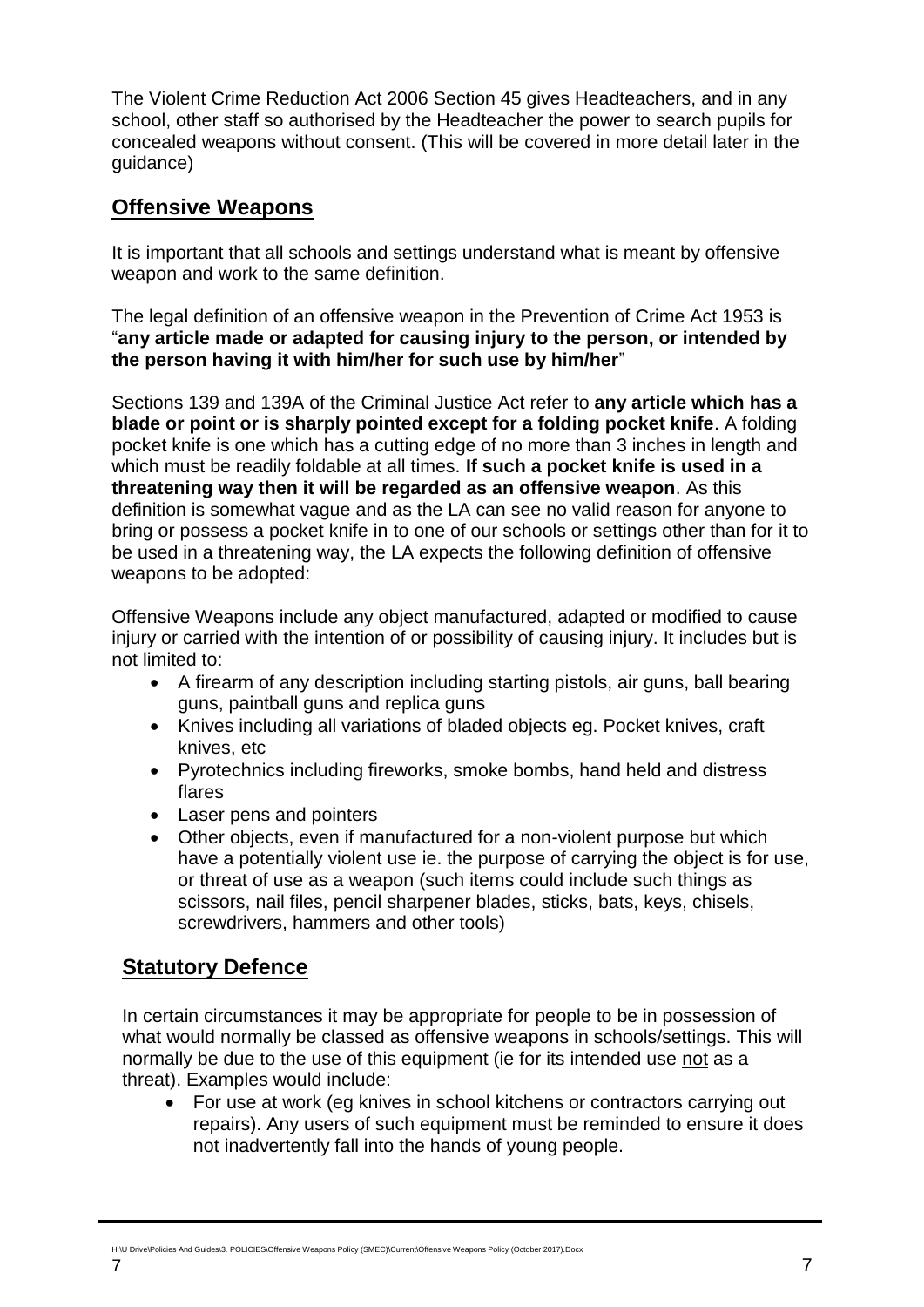The Violent Crime Reduction Act 2006 Section 45 gives Headteachers, and in any school, other staff so authorised by the Headteacher the power to search pupils for concealed weapons without consent. (This will be covered in more detail later in the guidance)

## Offensive Weapons

It is important that all schools and settings understand what is meant by offensive weapon and work to the same definition.

The legal definition of an offensive weapon in the Prevention of Crime Act 1953 is "**any article made or adapted for causing injury to the person, or intended by the person having it with him/her for such use by him/her**"

Sections 139 and 139A of the Criminal Justice Act refer to **any article which has a blade or point or is sharply pointed except for a folding pocket knife**. A folding pocket knife is one which has a cutting edge of no more than 3 inches in length and which must be readily foldable at all times. **If such a pocket knife is used in a threatening way then it will be regarded as an offensive weapon**. As this definition is somewhat vague and as the LA can see no valid reason for anyone to bring or possess a pocket knife in to one of our schools or settings other than for it to be used in a threatening way, the LA expects the following definition of offensive weapons to be adopted:

Offensive Weapons include any object manufactured, adapted or modified to cause injury or carried with the intention of or possibility of causing injury. It includes but is not limited to:

- A firearm of any description including starting pistols, air guns, ball bearing guns, paintball guns and replica guns
- Knives including all variations of bladed objects eg. Pocket knives, craft knives, etc
- Pyrotechnics including fireworks, smoke bombs, hand held and distress flares
- Laser pens and pointers
- Other objects, even if manufactured for a non-violent purpose but which have a potentially violent use ie. the purpose of carrying the object is for use, or threat of use as a weapon (such items could include such things as scissors, nail files, pencil sharpener blades, sticks, bats, keys, chisels, screwdrivers, hammers and other tools)

## Statutory Defence

In certain circumstances it may be appropriate for people to be in possession of what would normally be classed as offensive weapons in schools/settings. This will normally be due to the use of this equipment (ie for its intended use <u>not</u> as a threat). Examples would include:

- For use at work (eg knives in school kitchens or contractors carrying out repairs). Any users of such equipment must be reminded to ensure it does not inadvertently fall into the hands of young people.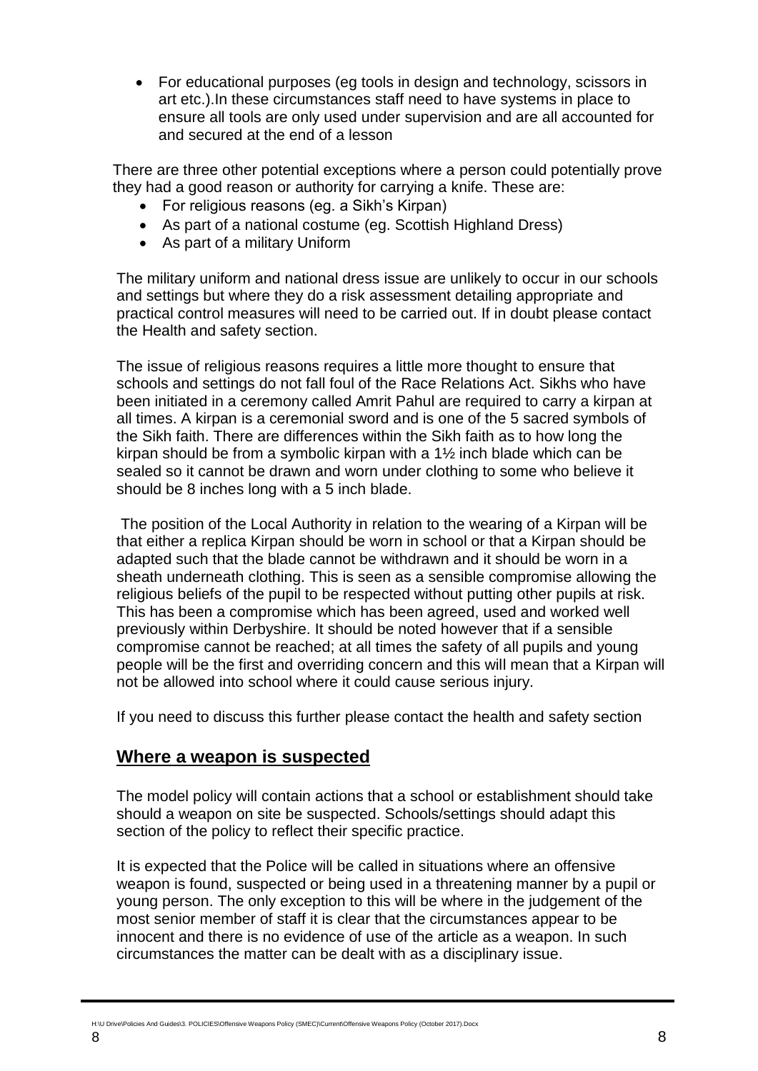- For educational purposes (eg tools in design and technology, scissors in art etc.).In these circumstances staff need to have systems in place to ensure all tools are only used under supervision and are all accounted for and secured at the end of a lesson

There are three other potential exceptions where a person could potentially prove they had a good reason or authority for carrying a knife. These are:

- For religious reasons (eg. a Sikh's Kirpan)
- As part of a national costume (eg. Scottish Highland Dress)
- As part of a military Uniform

The military uniform and national dress issue are unlikely to occur in our schools and settings but where they do a risk assessment detailing appropriate and practical control measures will need to be carried out. If in doubt please contact the Health and safety section.

The issue of religious reasons requires a little more thought to ensure that schools and settings do not fall foul of the Race Relations Act. Sikhs who have been initiated in a ceremony called Amrit Pahul are required to carry a kirpan at all times. A kirpan is a ceremonial sword and is one of the 5 sacred symbols of the Sikh faith. There are differences within the Sikh faith as to how long the kirpan should be from a symbolic kirpan with a 1½ inch blade which can be sealed so it cannot be drawn and worn under clothing to some who believe it should be 8 inches long with a 5 inch blade.

The position of the Local Authority in relation to the wearing of a Kirpan will be that either a replica Kirpan should be worn in school or that a Kirpan should be adapted such that the blade cannot be withdrawn and it should be worn in a sheath underneath clothing. This is seen as a sensible compromise allowing the religious beliefs of the pupil to be respected without putting other pupils at risk. This has been a compromise which has been agreed, used and worked well previously within Derbyshire. It should be noted however that if a sensible compromise cannot be reached; at all times the safety of all pupils and young people will be the first and overriding concern and this will mean that a Kirpan will not be allowed into school where it could cause serious injury.

If you need to discuss this further please contact the health and safety section

## Where a weapon is suspected

The model policy will contain actions that a school or establishment should take should a weapon on site be suspected. Schools/settings should adapt this section of the policy to reflect their specific practice.

It is expected that the Police will be called in situations where an offensive weapon is found, suspected or being used in a threatening manner by a pupil or young person. The only exception to this will be where in the judgement of the most senior member of staff it is clear that the circumstances appear to be innocent and there is no evidence of use of the article as a weapon. In such circumstances the matter can be dealt with as a disciplinary issue.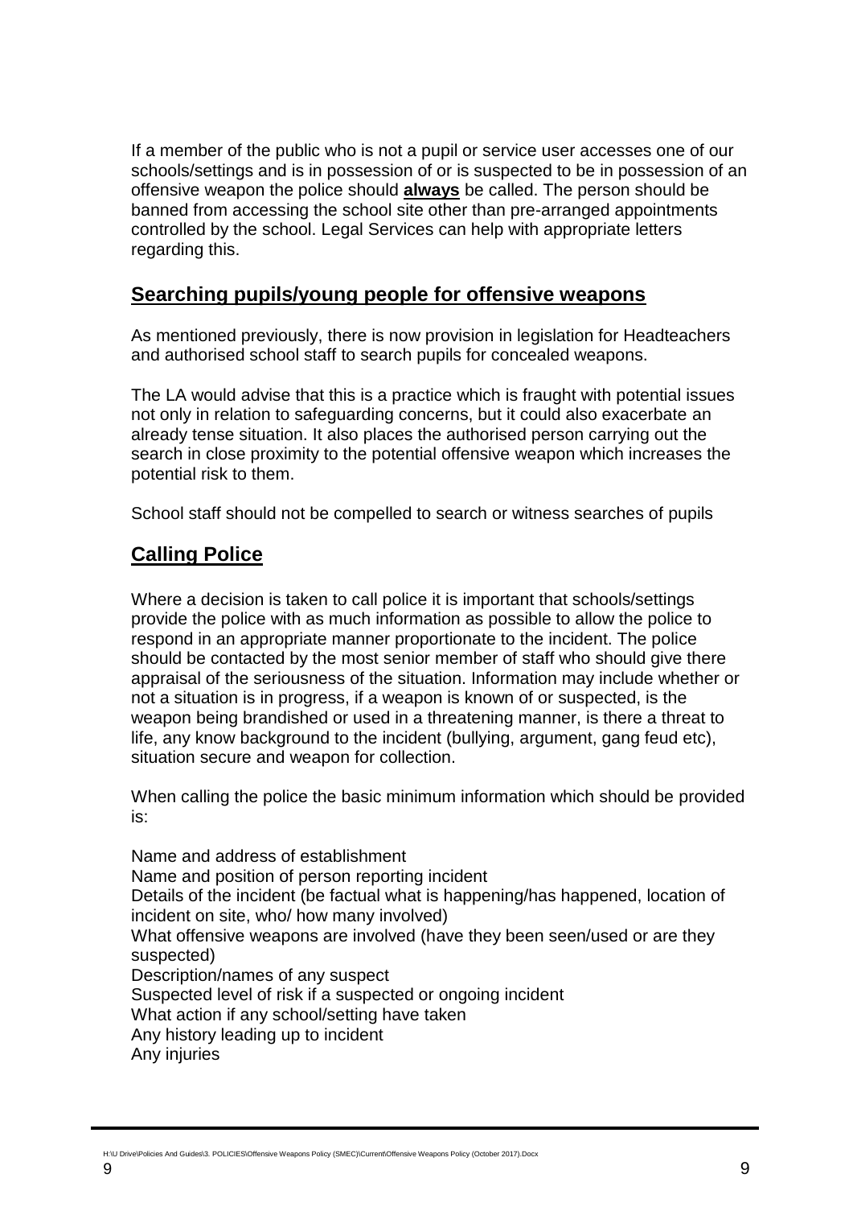If a member of the public who is not a pupil or service user accesses one of our schools/settings and is in possession of or is suspected to be in possession of an offensive weapon the police should **always** be called. The person should be banned from accessing the school site other than pre-arranged appointments controlled by the school. Legal Services can help with appropriate letters regarding this.

## Searching pupils/young people for offensive weapons

As mentioned previously, there is now provision in legislation for Headteachers and authorised school staff to search pupils for concealed weapons.

The LA would advise that this is a practice which is fraught with potential issues not only in relation to safeguarding concerns, but it could also exacerbate an already tense situation. It also places the authorised person carrying out the search in close proximity to the potential offensive weapon which increases the potential risk to them.

School staff should not be compelled to search or witness searches of pupils

## Calling Police

Where a decision is taken to call police it is important that schools/settings provide the police with as much information as possible to allow the police to respond in an appropriate manner proportionate to the incident. The police should be contacted by the most senior member of staff who should give there appraisal of the seriousness of the situation. Information may include whether or not a situation is in progress, if a weapon is known of or suspected, is the weapon being brandished or used in a threatening manner, is there a threat to life, any know background to the incident (bullying, argument, gang feud etc), situation secure and weapon for collection.

When calling the police the basic minimum information which should be provided is:

Name and address of establishment
Name and position of person reporting incident
Details of the incident (be factual what is happening/has happened, location of incident on site, who/ how many involved)
What offensive weapons are involved (have they been seen/used or are they suspected)
Description/names of any suspect
Suspected level of risk if a suspected or ongoing incident
What action if any school/setting have taken
Any history leading up to incident
Any injuries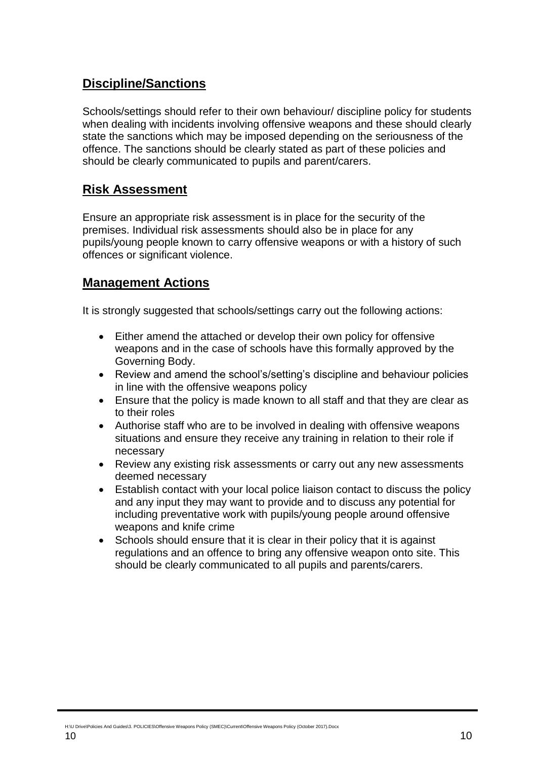## Discipline/Sanctions

Schools/settings should refer to their own behaviour/ discipline policy for students when dealing with incidents involving offensive weapons and these should clearly state the sanctions which may be imposed depending on the seriousness of the offence. The sanctions should be clearly stated as part of these policies and should be clearly communicated to pupils and parent/carers.

## Risk Assessment

Ensure an appropriate risk assessment is in place for the security of the premises. Individual risk assessments should also be in place for any pupils/young people known to carry offensive weapons or with a history of such offences or significant violence.

## Management Actions

It is strongly suggested that schools/settings carry out the following actions:

- Either amend the attached or develop their own policy for offensive weapons and in the case of schools have this formally approved by the Governing Body.
- Review and amend the school's/setting's discipline and behaviour policies in line with the offensive weapons policy
- Ensure that the policy is made known to all staff and that they are clear as to their roles
- Authorise staff who are to be involved in dealing with offensive weapons situations and ensure they receive any training in relation to their role if necessary
- Review any existing risk assessments or carry out any new assessments deemed necessary
- Establish contact with your local police liaison contact to discuss the policy and any input they may want to provide and to discuss any potential for including preventative work with pupils/young people around offensive weapons and knife crime
- Schools should ensure that it is clear in their policy that it is against regulations and an offence to bring any offensive weapon onto site. This should be clearly communicated to all pupils and parents/carers.